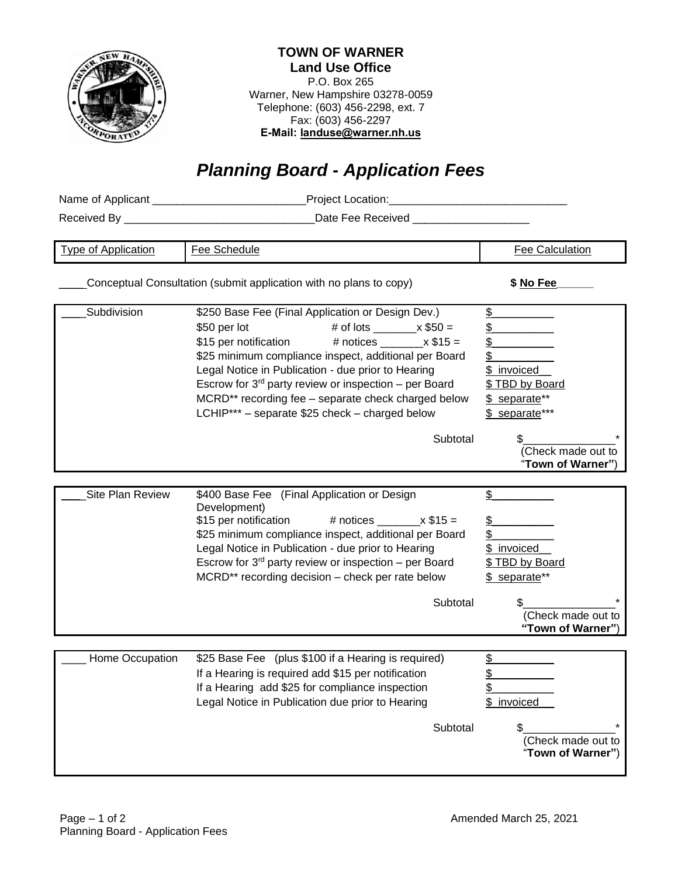**TOWN OF WARNER**
**Land Use Office**
P.O. Box 265
Warner, New Hampshire 03278-0059
Telephone: (603) 456-2298, ext. 7
Fax: (603) 456-2297
**E-Mail: landuse@warner.nh.us**

# *Planning Board - Application Fees*

Name of Applicant ________________________ Project Location: ____________________________

Received By ______________________________ Date Fee Received __________________

| Type of Application | Fee Schedule | Fee Calculation |
|---|---|---|
| ____Conceptual Consultation (submit application with no plans to copy) | | **$ No Fee______** |
| ____Subdivision | \$250 Base Fee (Final Application or Design Dev.) | \$__________ |
| | \$50 per lot # of lots _______x \$50 = | \$__________ |
| | \$15 per notification # notices _______x \$15 = | \$__________ |
| | \$25 minimum compliance inspect, additional per Board | \$__________ |
| | Legal Notice in Publication - due prior to Hearing | \$ invoiced |
| | Escrow for 3rd party review or inspection – per Board | \$ TBD by Board |
| | MCRD** recording fee – separate check charged below | \$ separate** |
| | LCHIP*** – separate \$25 check – charged below | \$ separate*** |
| | Subtotal | \$______________* (Check made out to "**Town of Warner"**) |
| ____Site Plan Review | \$400 Base Fee (Final Application or Design Development) | \$__________ |
| | \$15 per notification # notices _______x \$15 = | \$__________ |
| | \$25 minimum compliance inspect, additional per Board | \$__________ |
| | Legal Notice in Publication - due prior to Hearing | \$ invoiced |
| | Escrow for 3rd party review or inspection – per Board | \$ TBD by Board |
| | MCRD** recording decision – check per rate below | \$ separate** |
| | Subtotal | \$______________* (Check made out to **"Town of Warner"**) |
| ____ Home Occupation | \$25 Base Fee (plus \$100 if a Hearing is required) | \$__________ |
| | If a Hearing is required add \$15 per notification | \$__________ |
| | If a Hearing add \$25 for compliance inspection | \$__________ |
| | Legal Notice in Publication due prior to Hearing | \$ invoiced |
| | Subtotal | \$______________* (Check made out to "**Town of Warner"**) |

Amended March 25, 2021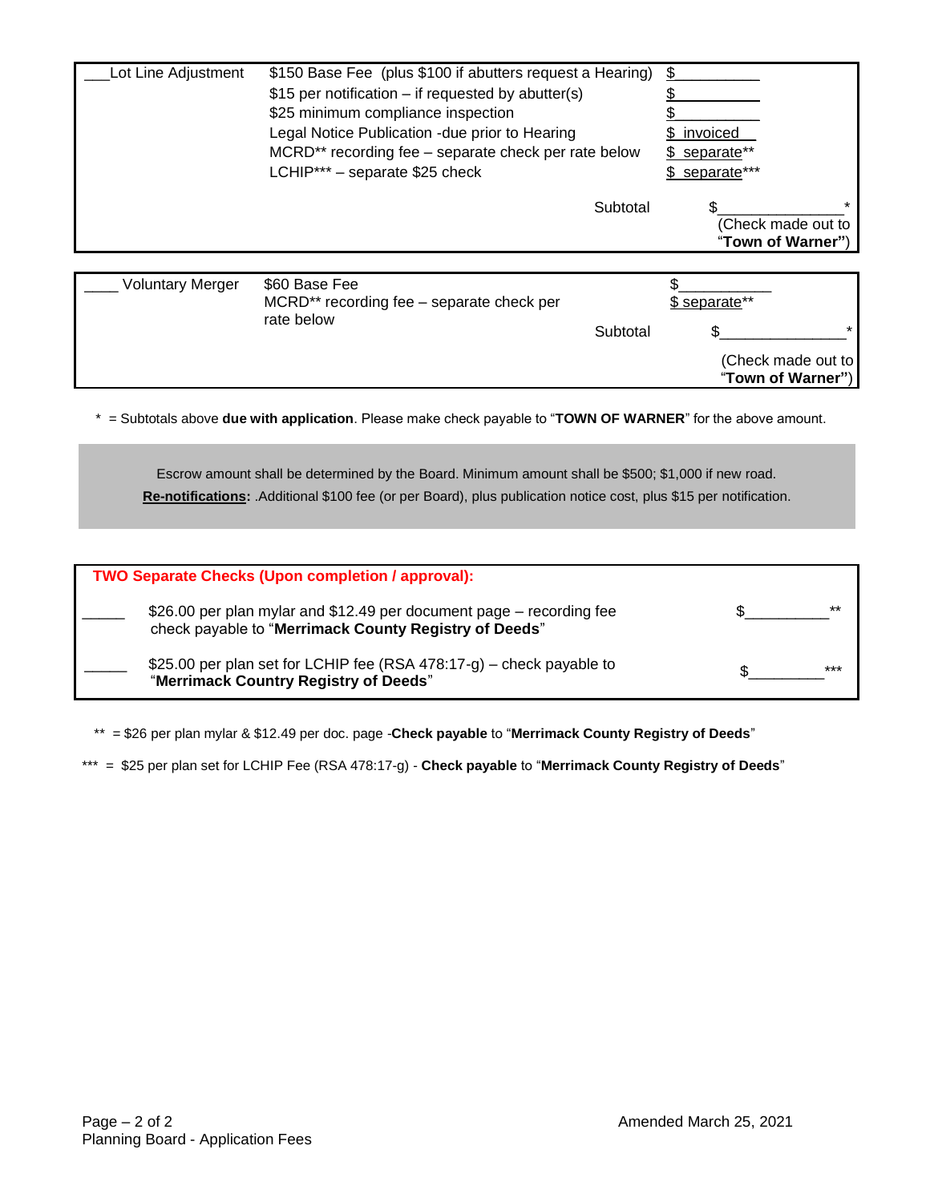| | | |
|---|---|---|
| ___Lot Line Adjustment | $150 Base Fee (plus $100 if abutters request a Hearing) | $__________ |
| | $15 per notification – if requested by abutter(s) | $__________ |
| | $25 minimum compliance inspection | $__________ |
| | Legal Notice Publication -due prior to Hearing | $ invoiced |
| | MCRD** recording fee – separate check per rate below | $ separate** |
| | LCHIP*** – separate $25 check | $ separate*** |
| | Subtotal | $_______________* (Check made out to "**Town of Warner"**) |

| | | |
|---|---|---|
| ____ Voluntary Merger | $60 Base Fee | $___________ |
| | MCRD** recording fee – separate check per rate below | $ separate** |
| | Subtotal | $_______________* (Check made out to "**Town of Warner**") |

\* = Subtotals above **due with application**. Please make check payable to "**TOWN OF WARNER**" for the above amount.

Escrow amount shall be determined by the Board. Minimum amount shall be $500; $1,000 if new road.

**Re-notifications:** .Additional $100 fee (or per Board), plus publication notice cost, plus $15 per notification.

**TWO Separate Checks (Upon completion / approval):**

| | | |
|---|---|---|
| _____ | $26.00 per plan mylar and $12.49 per document page – recording fee check payable to "**Merrimack County Registry of Deeds**" | $__________** |
| _____ | $25.00 per plan set for LCHIP fee (RSA 478:17-g) – check payable to "**Merrimack Country Registry of Deeds**" | $_________*** |

** = $26 per plan mylar & $12.49 per doc. page -**Check payable** to "**Merrimack County Registry of Deeds**"

*** = $25 per plan set for LCHIP Fee (RSA 478:17-g) - **Check payable** to "**Merrimack County Registry of Deeds**"

Planning Board - Application Fees

Amended March 25, 2021